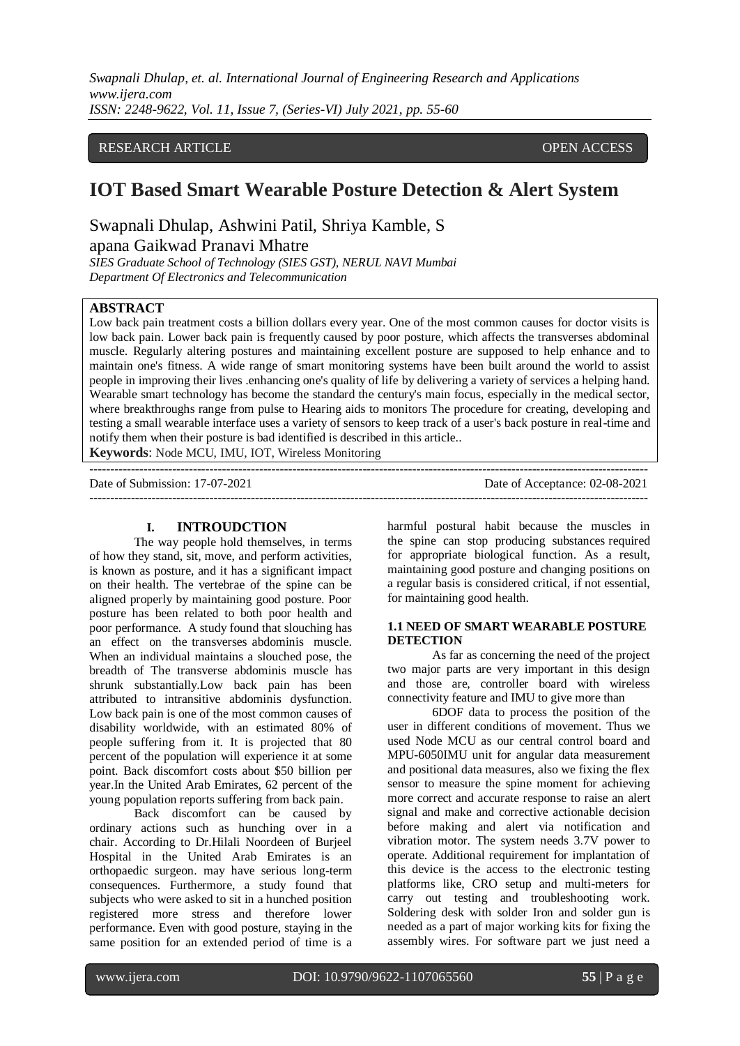RESEARCH ARTICLE OPEN ACCESS

# IOT Based Smart Wearable Posture Detection & Alert System

Swapnali Dhulap, Ashwini Patil, Shriya Kamble, S apana Gaikwad Pranavi Mhatre

*SIES Graduate School of Technology (SIES GST), NERUL NAVI Mumbai*
*Department Of Electronics and Telecommunication*

## ABSTRACT

Low back pain treatment costs a billion dollars every year. One of the most common causes for doctor visits is low back pain. Lower back pain is frequently caused by poor posture, which affects the transverses abdominal muscle. Regularly altering postures and maintaining excellent posture are supposed to help enhance and to maintain one's fitness. A wide range of smart monitoring systems have been built around the world to assist people in improving their lives .enhancing one's quality of life by delivering a variety of services a helping hand. Wearable smart technology has become the standard the century's main focus, especially in the medical sector, where breakthroughs range from pulse to Hearing aids to monitors The procedure for creating, developing and testing a small wearable interface uses a variety of sensors to keep track of a user's back posture in real-time and notify them when their posture is bad identified is described in this article..

**Keywords**: Node MCU, IMU, IOT, Wireless Monitoring

Date of Submission: 17-07-2021 Date of Acceptance: 02-08-2021

## I. INTROUDCTION

The way people hold themselves, in terms of how they stand, sit, move, and perform activities, is known as posture, and it has a significant impact on their health. The vertebrae of the spine can be aligned properly by maintaining good posture. Poor posture has been related to both poor health and poor performance. A study found that slouching has an effect on the transverses abdominis muscle. When an individual maintains a slouched pose, the breadth of The transverse abdominis muscle has shrunk substantially.Low back pain has been attributed to intransitive abdominis dysfunction. Low back pain is one of the most common causes of disability worldwide, with an estimated 80% of people suffering from it. It is projected that 80 percent of the population will experience it at some point. Back discomfort costs about $50 billion per year.In the United Arab Emirates, 62 percent of the young population reports suffering from back pain.

Back discomfort can be caused by ordinary actions such as hunching over in a chair. According to Dr.Hilali Noordeen of Burjeel Hospital in the United Arab Emirates is an orthopaedic surgeon. may have serious long-term consequences. Furthermore, a study found that subjects who were asked to sit in a hunched position registered more stress and therefore lower performance. Even with good posture, staying in the same position for an extended period of time is a harmful postural habit because the muscles in the spine can stop producing substances required for appropriate biological function. As a result, maintaining good posture and changing positions on a regular basis is considered critical, if not essential, for maintaining good health.

### 1.1 NEED OF SMART WEARABLE POSTURE DETECTION

As far as concerning the need of the project two major parts are very important in this design and those are, controller board with wireless connectivity feature and IMU to give more than

6DOF data to process the position of the user in different conditions of movement. Thus we used Node MCU as our central control board and MPU-6050IMU unit for angular data measurement and positional data measures, also we fixing the flex sensor to measure the spine moment for achieving more correct and accurate response to raise an alert signal and make and corrective actionable decision before making and alert via notification and vibration motor. The system needs 3.7V power to operate. Additional requirement for implantation of this device is the access to the electronic testing platforms like, CRO setup and multi-meters for carry out testing and troubleshooting work. Soldering desk with solder Iron and solder gun is needed as a part of major working kits for fixing the assembly wires. For software part we just need a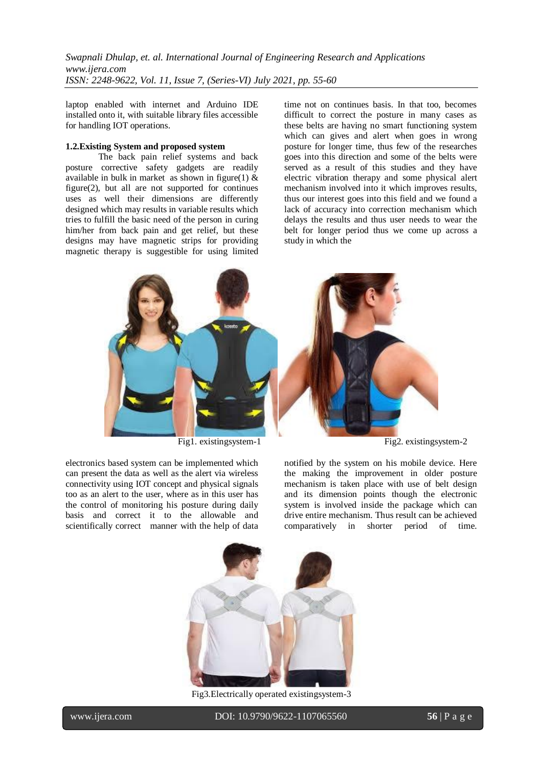laptop enabled with internet and Arduino IDE installed onto it, with suitable library files accessible for handling IOT operations.

### 1.2.Existing System and proposed system

The back pain relief systems and back posture corrective safety gadgets are readily available in bulk in market as shown in figure(1) & figure(2), but all are not supported for continues uses as well their dimensions are differently designed which may results in variable results which tries to fulfill the basic need of the person in curing him/her from back pain and get relief, but these designs may have magnetic strips for providing magnetic therapy is suggestible for using limited time not on continues basis. In that too, becomes difficult to correct the posture in many cases as these belts are having no smart functioning system which can gives and alert when goes in wrong posture for longer time, thus few of the researches goes into this direction and some of the belts were served as a result of this studies and they have electric vibration therapy and some physical alert mechanism involved into it which improves results, thus our interest goes into this field and we found a lack of accuracy into correction mechanism which delays the results and thus user needs to wear the belt for longer period thus we come up across a study in which the electronics based system can be implemented which can present the data as well as the alert via wireless connectivity using IOT concept and physical signals too as an alert to the user, where as in this user has the control of monitoring his posture during daily basis and correct it to the allowable and scientifically correct manner with the help of data notified by the system on his mobile device. Here the making the improvement in older posture mechanism is taken place with use of belt design and its dimension points though the electronic system is involved inside the package which can drive entire mechanism. Thus result can be achieved comparatively in shorter period of time.

Fig1. existingsystem-1

Fig2. existingsystem-2

Fig3.Electrically operated existingsystem-3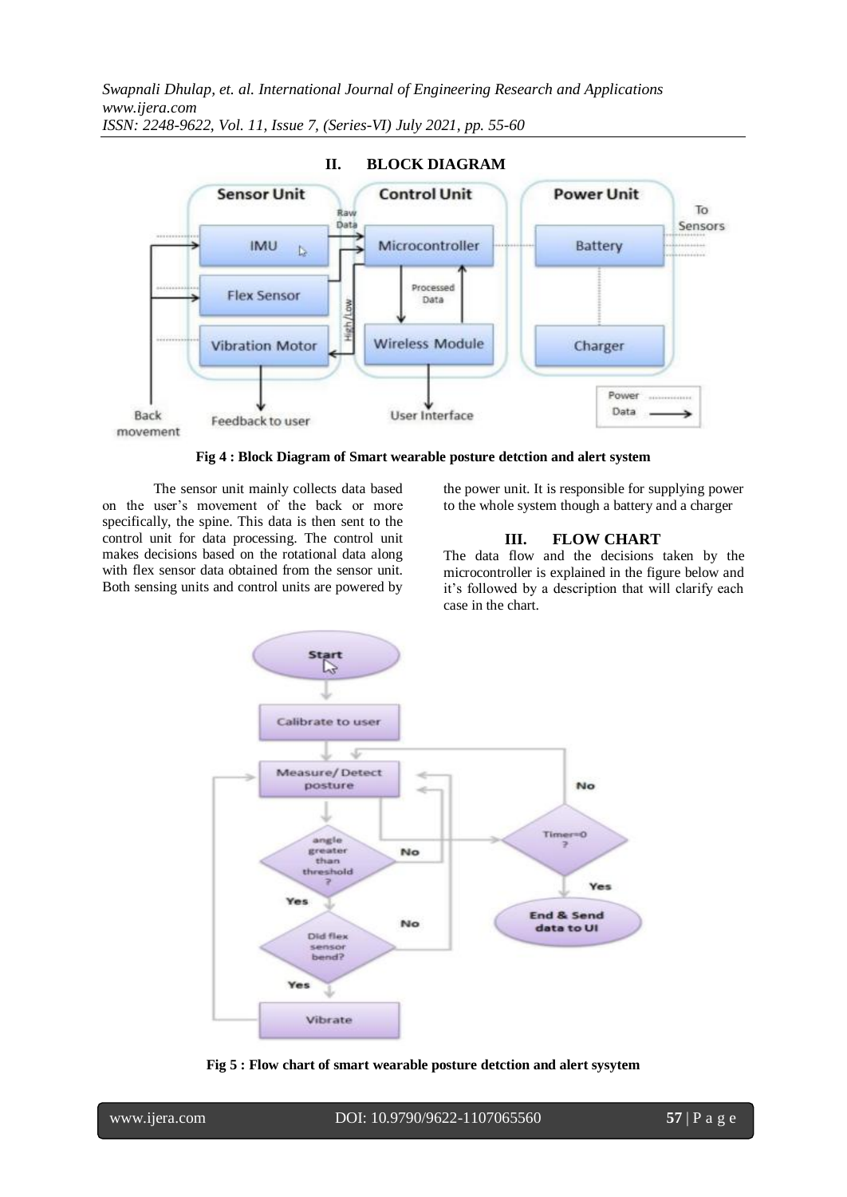## II. BLOCK DIAGRAM

Fig 4 : Block Diagram of Smart wearable posture detction and alert system

The sensor unit mainly collects data based on the user's movement of the back or more specifically, the spine. This data is then sent to the control unit for data processing. The control unit makes decisions based on the rotational data along with flex sensor data obtained from the sensor unit. Both sensing units and control units are powered by the power unit. It is responsible for supplying power to the whole system though a battery and a charger

## III. FLOW CHART

The data flow and the decisions taken by the microcontroller is explained in the figure below and it's followed by a description that will clarify each case in the chart.

Fig 5 : Flow chart of smart wearable posture detction and alert sysytem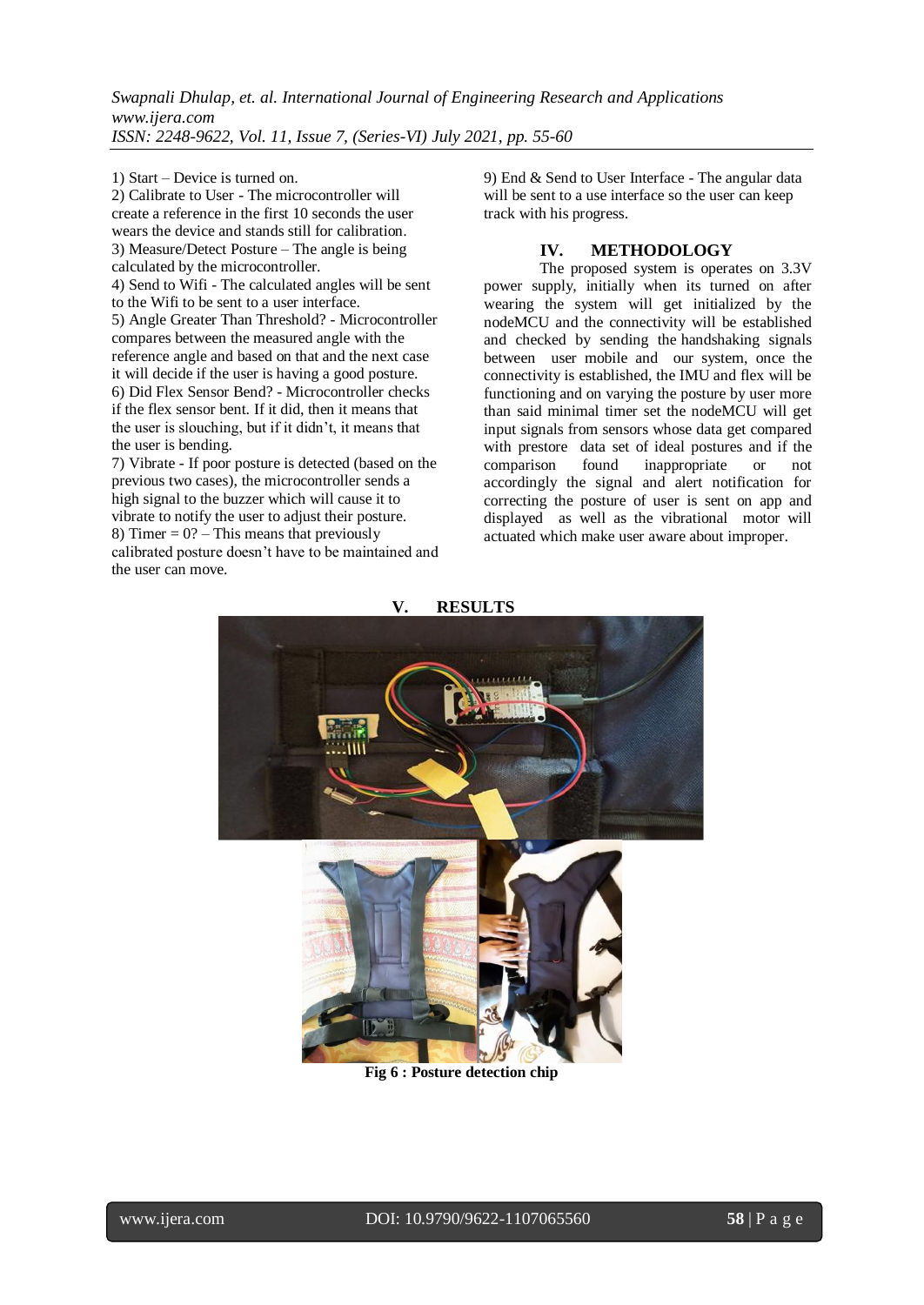1) Start – Device is turned on.
2) Calibrate to User - The microcontroller will create a reference in the first 10 seconds the user wears the device and stands still for calibration.
3) Measure/Detect Posture – The angle is being calculated by the microcontroller.
4) Send to Wifi - The calculated angles will be sent to the Wifi to be sent to a user interface.
5) Angle Greater Than Threshold? - Microcontroller compares between the measured angle with the reference angle and based on that and the next case it will decide if the user is having a good posture.
6) Did Flex Sensor Bend? - Microcontroller checks if the flex sensor bent. If it did, then it means that the user is slouching, but if it didn't, it means that the user is bending.
7) Vibrate - If poor posture is detected (based on the previous two cases), the microcontroller sends a high signal to the buzzer which will cause it to vibrate to notify the user to adjust their posture.
8) Timer = 0? – This means that previously calibrated posture doesn't have to be maintained and the user can move.
9) End & Send to User Interface - The angular data will be sent to a use interface so the user can keep track with his progress.

## IV. METHODOLOGY

The proposed system is operates on 3.3V power supply, initially when its turned on after wearing the system will get initialized by the nodeMCU and the connectivity will be established and checked by sending the handshaking signals between user mobile and our system, once the connectivity is established, the IMU and flex will be functioning and on varying the posture by user more than said minimal timer set the nodeMCU will get input signals from sensors whose data get compared with prestore data set of ideal postures and if the comparison found inappropriate or not accordingly the signal and alert notification for correcting the posture of user is sent on app and displayed as well as the vibrational motor will actuated which make user aware about improper.

## V. RESULTS

**Fig 6 : Posture detection chip**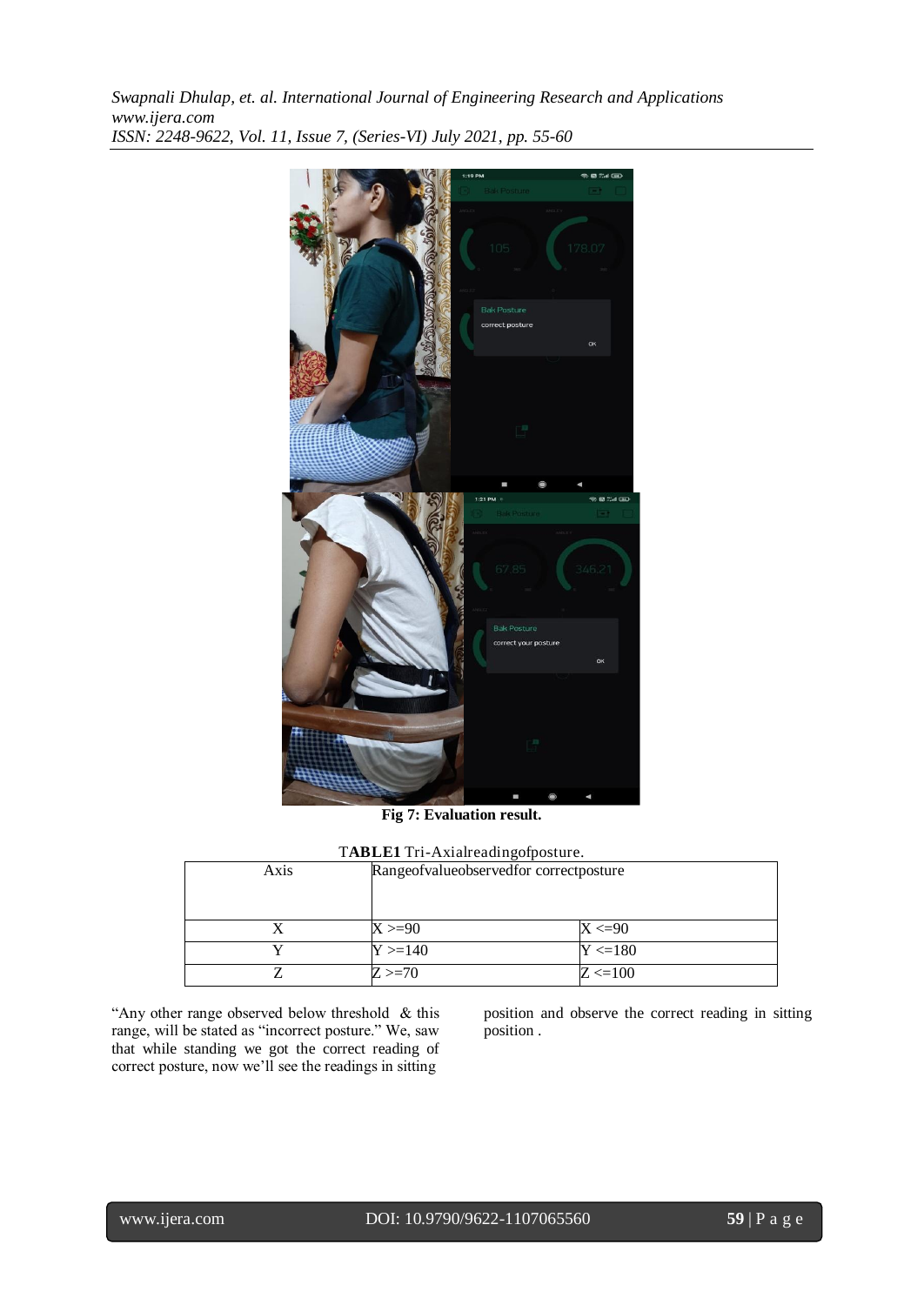Fig 7: Evaluation result.

**TABLE1** Tri-Axialreadingofposture.

| Axis | Rangeofvalueobservedfor correctposture | |
|---|---|---|
| X | X >=90 | X <=90 |
| Y | Y >=140 | Y <=180 |
| Z | Z >=70 | Z <=100 |

"Any other range observed below threshold & this range, will be stated as "incorrect posture." We, saw that while standing we got the correct reading of correct posture, now we'll see the readings in sitting position and observe the correct reading in sitting position .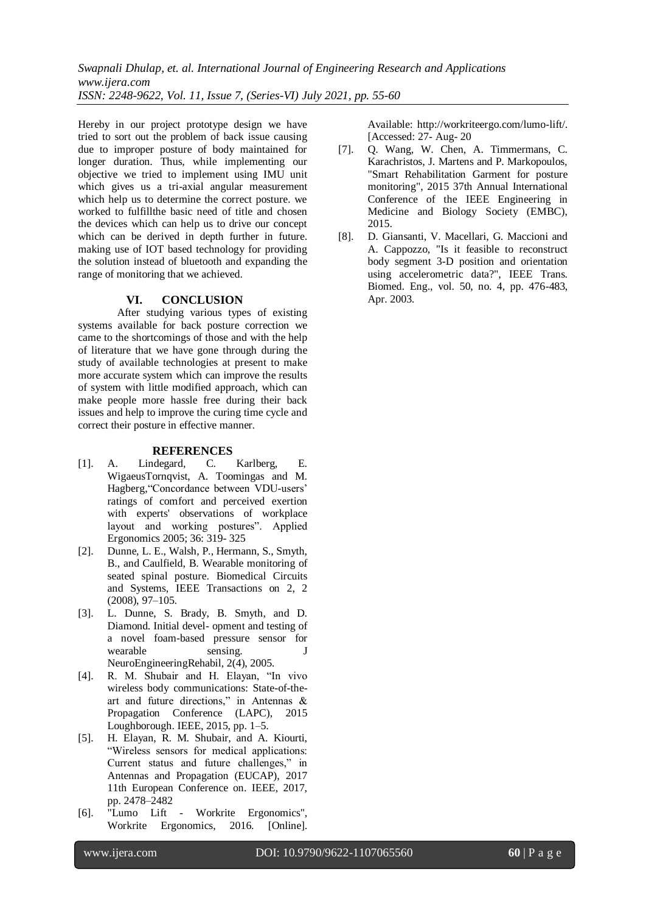Hereby in our project prototype design we have tried to sort out the problem of back issue causing due to improper posture of body maintained for longer duration. Thus, while implementing our objective we tried to implement using IMU unit which gives us a tri-axial angular measurement which help us to determine the correct posture. we worked to fulfillthe basic need of title and chosen the devices which can help us to drive our concept which can be derived in depth further in future. making use of IOT based technology for providing the solution instead of bluetooth and expanding the range of monitoring that we achieved.

## VI. CONCLUSION

After studying various types of existing systems available for back posture correction we came to the shortcomings of those and with the help of literature that we have gone through during the study of available technologies at present to make more accurate system which can improve the results of system with little modified approach, which can make people more hassle free during their back issues and help to improve the curing time cycle and correct their posture in effective manner.

## REFERENCES

[1]. A. Lindegard, C. Karlberg, E. WigaeusTornqvist, A. Toomingas and M. Hagberg,"Concordance between VDU-users' ratings of comfort and perceived exertion with experts' observations of workplace layout and working postures". Applied Ergonomics 2005; 36: 319- 325

[2]. Dunne, L. E., Walsh, P., Hermann, S., Smyth, B., and Caulfield, B. Wearable monitoring of seated spinal posture. Biomedical Circuits and Systems, IEEE Transactions on 2, 2 (2008), 97–105.

[3]. L. Dunne, S. Brady, B. Smyth, and D. Diamond. Initial devel- opment and testing of a novel foam-based pressure sensor for wearable sensing. J NeuroEngineeringRehabil, 2(4), 2005.

[4]. R. M. Shubair and H. Elayan, "In vivo wireless body communications: State-of-the-art and future directions," in Antennas & Propagation Conference (LAPC), 2015 Loughborough. IEEE, 2015, pp. 1–5.

[5]. H. Elayan, R. M. Shubair, and A. Kiourti, "Wireless sensors for medical applications: Current status and future challenges," in Antennas and Propagation (EUCAP), 2017 11th European Conference on. IEEE, 2017, pp. 2478–2482

[6]. "Lumo Lift - Workrite Ergonomics", Workrite Ergonomics, 2016. [Online]. Available: http://workriteergo.com/lumo-lift/. [Accessed: 27- Aug- 20

[7]. Q. Wang, W. Chen, A. Timmermans, C. Karachristos, J. Martens and P. Markopoulos, "Smart Rehabilitation Garment for posture monitoring", 2015 37th Annual International Conference of the IEEE Engineering in Medicine and Biology Society (EMBC), 2015.

[8]. D. Giansanti, V. Macellari, G. Maccioni and A. Cappozzo, "Is it feasible to reconstruct body segment 3-D position and orientation using accelerometric data?", IEEE Trans. Biomed. Eng., vol. 50, no. 4, pp. 476-483, Apr. 2003.